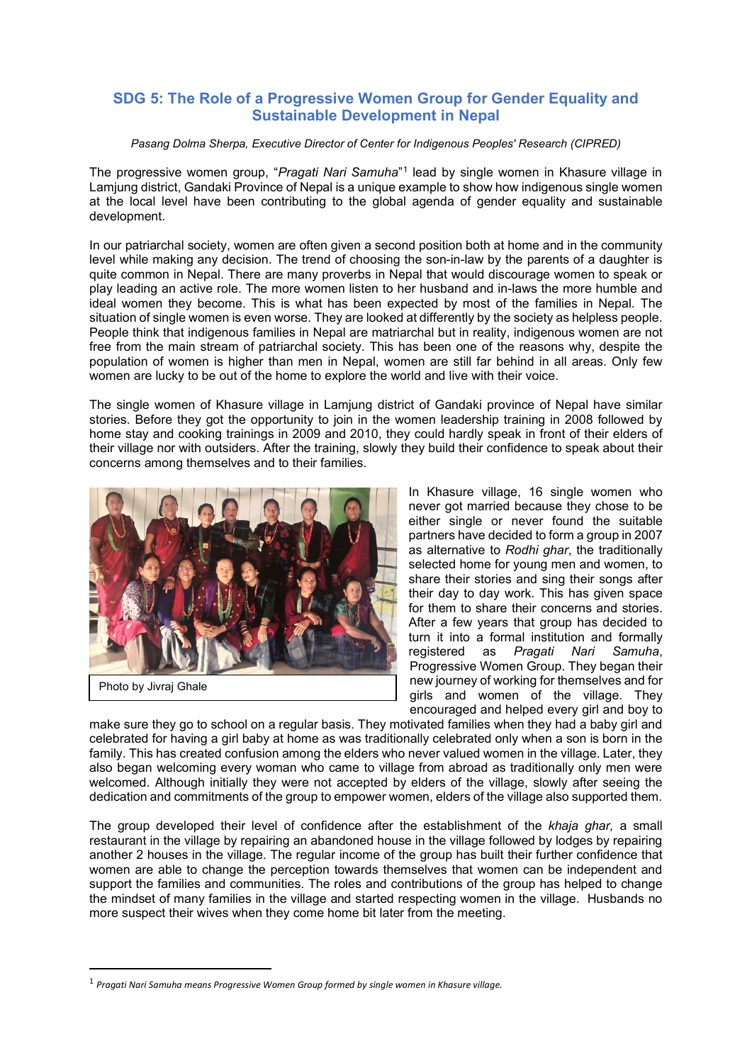# SDG 5: The Role of a Progressive Women Group for Gender Equality and Sustainable Development in Nepal

*Pasang Dolma Sherpa, Executive Director of Center for Indigenous Peoples' Research (CIPRED)*

The progressive women group, "*Pragati Nari Samuha*"[1] lead by single women in Khasure village in Lamjung district, Gandaki Province of Nepal is a unique example to show how indigenous single women at the local level have been contributing to the global agenda of gender equality and sustainable development.

In our patriarchal society, women are often given a second position both at home and in the community level while making any decision. The trend of choosing the son-in-law by the parents of a daughter is quite common in Nepal. There are many proverbs in Nepal that would discourage women to speak or play leading an active role. The more women listen to her husband and in-laws the more humble and ideal women they become. This is what has been expected by most of the families in Nepal. The situation of single women is even worse. They are looked at differently by the society as helpless people. People think that indigenous families in Nepal are matriarchal but in reality, indigenous women are not free from the main stream of patriarchal society. This has been one of the reasons why, despite the population of women is higher than men in Nepal, women are still far behind in all areas. Only few women are lucky to be out of the home to explore the world and live with their voice.

The single women of Khasure village in Lamjung district of Gandaki province of Nepal have similar stories. Before they got the opportunity to join in the women leadership training in 2008 followed by home stay and cooking trainings in 2009 and 2010, they could hardly speak in front of their elders of their village nor with outsiders. After the training, slowly they build their confidence to speak about their concerns among themselves and to their families.

Photo by Jivraj Ghale

In Khasure village, 16 single women who never got married because they chose to be either single or never found the suitable partners have decided to form a group in 2007 as alternative to *Rodhi ghar*, the traditionally selected home for young men and women, to share their stories and sing their songs after their day to day work. This has given space for them to share their concerns and stories. After a few years that group has decided to turn it into a formal institution and formally registered as *Pragati Nari Samuha*, Progressive Women Group. They began their new journey of working for themselves and for girls and women of the village. They encouraged and helped every girl and boy to make sure they go to school on a regular basis. They motivated families when they had a baby girl and celebrated for having a girl baby at home as was traditionally celebrated only when a son is born in the family. This has created confusion among the elders who never valued women in the village. Later, they also began welcoming every woman who came to village from abroad as traditionally only men were welcomed. Although initially they were not accepted by elders of the village, slowly after seeing the dedication and commitments of the group to empower women, elders of the village also supported them.

The group developed their level of confidence after the establishment of the *khaja ghar,* a small restaurant in the village by repairing an abandoned house in the village followed by lodges by repairing another 2 houses in the village. The regular income of the group has built their further confidence that women are able to change the perception towards themselves that women can be independent and support the families and communities. The roles and contributions of the group has helped to change the mindset of many families in the village and started respecting women in the village. Husbands no more suspect their wives when they come home bit later from the meeting.

[1] *Pragati Nari Samuha means Progressive Women Group formed by single women in Khasure village.*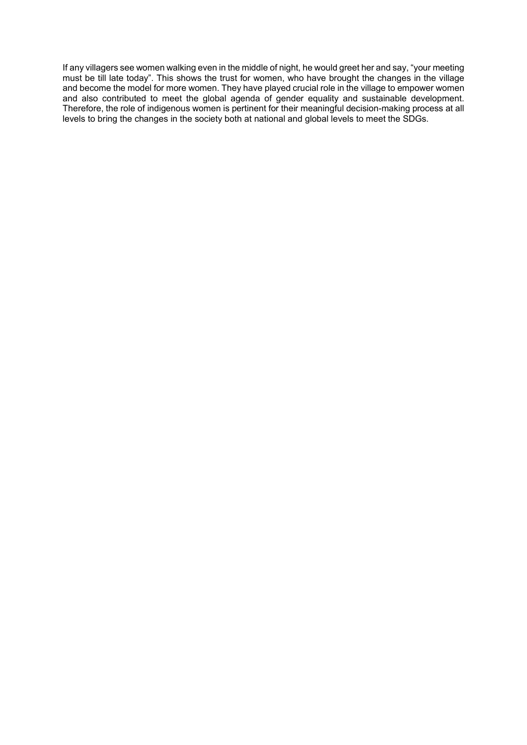If any villagers see women walking even in the middle of night, he would greet her and say, “your meeting must be till late today”. This shows the trust for women, who have brought the changes in the village and become the model for more women. They have played crucial role in the village to empower women and also contributed to meet the global agenda of gender equality and sustainable development. Therefore, the role of indigenous women is pertinent for their meaningful decision-making process at all levels to bring the changes in the society both at national and global levels to meet the SDGs.